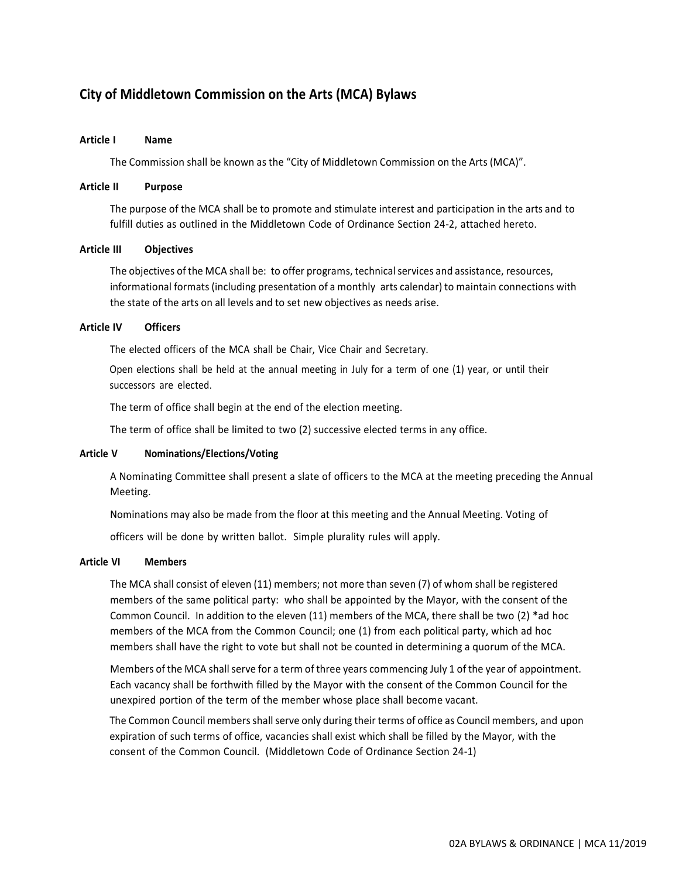# City of Middletown Commission on the Arts (MCA) Bylaws

### Article I Name

The Commission shall be known as the "City of Middletown Commission on the Arts (MCA)".

### Article II Purpose

The purpose of the MCA shall be to promote and stimulate interest and participation in the arts and to fulfill duties as outlined in the Middletown Code of Ordinance Section 24-2, attached hereto.

### Article III Objectives

The objectives of the MCA shall be: to offer programs, technical services and assistance, resources, informational formats (including presentation of a monthly arts calendar) to maintain connections with the state of the arts on all levels and to set new objectives as needs arise.

### Article IV Officers

The elected officers of the MCA shall be Chair, Vice Chair and Secretary.

Open elections shall be held at the annual meeting in July for a term of one (1) year, or until their successors are elected.

The term of office shall begin at the end of the election meeting.

The term of office shall be limited to two (2) successive elected terms in any office.

### Article V Nominations/Elections/Voting

A Nominating Committee shall present a slate of officers to the MCA at the meeting preceding the Annual Meeting.

Nominations may also be made from the floor at this meeting and the Annual Meeting. Voting of officers will be done by written ballot. Simple plurality rules will apply.

### Article VI Members

The MCA shall consist of eleven (11) members; not more than seven (7) of whom shall be registered members of the same political party: who shall be appointed by the Mayor, with the consent of the Common Council. In addition to the eleven (11) members of the MCA, there shall be two (2) *ad hoc members of the MCA from the Common Council; one (1) from each political party, which ad hoc members shall have the right to vote but shall not be counted in determining a quorum of the MCA.

Members of the MCA shall serve for a term of three years commencing July 1 of the year of appointment. Each vacancy shall be forthwith filled by the Mayor with the consent of the Common Council for the unexpired portion of the term of the member whose place shall become vacant.

The Common Council members shall serve only during their terms of office as Council members, and upon expiration of such terms of office, vacancies shall exist which shall be filled by the Mayor, with the consent of the Common Council. (Middletown Code of Ordinance Section 24-1)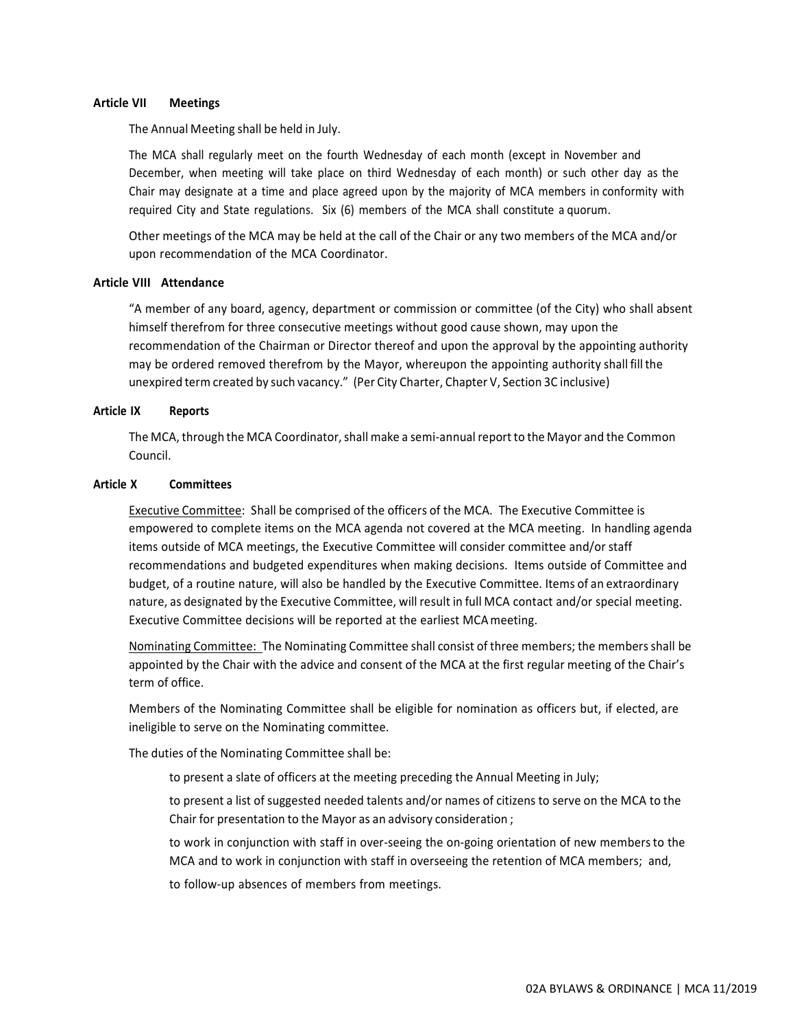## Article VII Meetings

The Annual Meeting shall be held in July.

The MCA shall regularly meet on the fourth Wednesday of each month (except in November and December, when meeting will take place on third Wednesday of each month) or such other day as the Chair may designate at a time and place agreed upon by the majority of MCA members in conformity with required City and State regulations. Six (6) members of the MCA shall constitute a quorum.

Other meetings of the MCA may be held at the call of the Chair or any two members of the MCA and/or upon recommendation of the MCA Coordinator.

## Article VIII Attendance

"A member of any board, agency, department or commission or committee (of the City) who shall absent himself therefrom for three consecutive meetings without good cause shown, may upon the recommendation of the Chairman or Director thereof and upon the approval by the appointing authority may be ordered removed therefrom by the Mayor, whereupon the appointing authority shall fill the unexpired term created by such vacancy." (Per City Charter, Chapter V, Section 3C inclusive)

## Article IX Reports

The MCA, through the MCA Coordinator, shall make a semi-annual report to the Mayor and the Common Council.

## Article X Committees

Executive Committee: Shall be comprised of the officers of the MCA. The Executive Committee is empowered to complete items on the MCA agenda not covered at the MCA meeting. In handling agenda items outside of MCA meetings, the Executive Committee will consider committee and/or staff recommendations and budgeted expenditures when making decisions. Items outside of Committee and budget, of a routine nature, will also be handled by the Executive Committee. Items of an extraordinary nature, as designated by the Executive Committee, will result in full MCA contact and/or special meeting. Executive Committee decisions will be reported at the earliest MCA meeting.

Nominating Committee: The Nominating Committee shall consist of three members; the members shall be appointed by the Chair with the advice and consent of the MCA at the first regular meeting of the Chair's term of office.

Members of the Nominating Committee shall be eligible for nomination as officers but, if elected, are ineligible to serve on the Nominating committee.

The duties of the Nominating Committee shall be:

to present a slate of officers at the meeting preceding the Annual Meeting in July;

to present a list of suggested needed talents and/or names of citizens to serve on the MCA to the Chair for presentation to the Mayor as an advisory consideration ;

to work in conjunction with staff in over-seeing the on-going orientation of new members to the MCA and to work in conjunction with staff in overseeing the retention of MCA members; and,

to follow-up absences of members from meetings.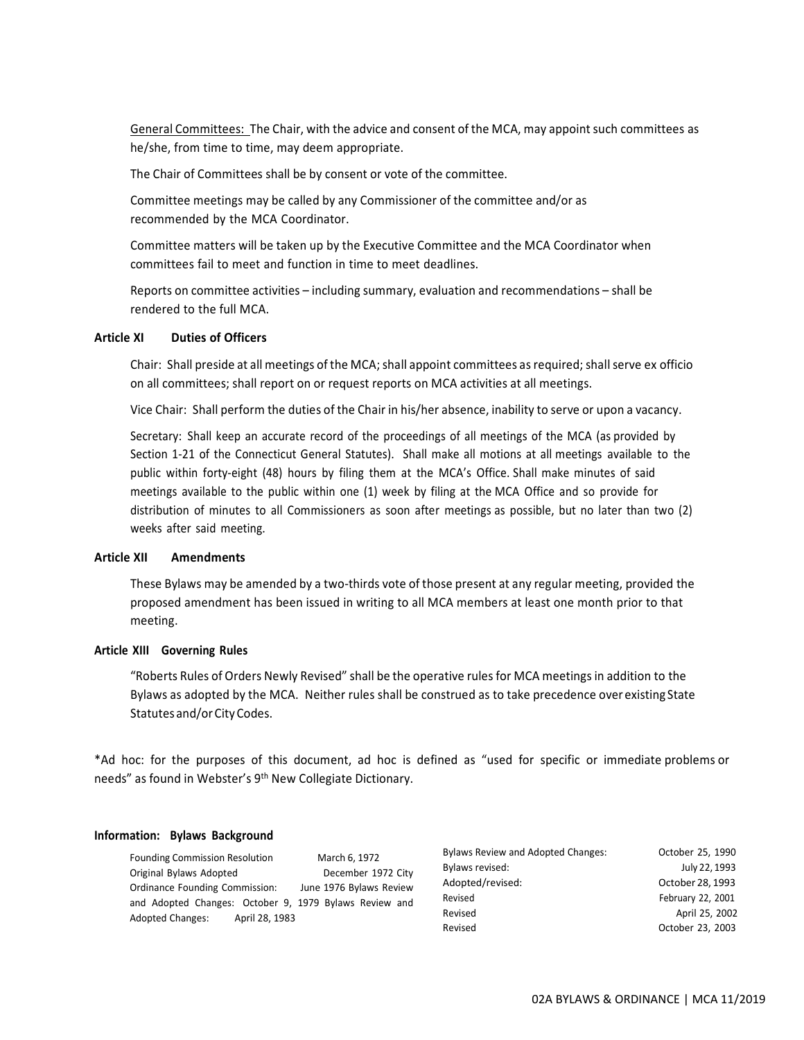General Committees: The Chair, with the advice and consent of the MCA, may appoint such committees as he/she, from time to time, may deem appropriate.

The Chair of Committees shall be by consent or vote of the committee.

Committee meetings may be called by any Commissioner of the committee and/or as recommended by the MCA Coordinator.

Committee matters will be taken up by the Executive Committee and the MCA Coordinator when committees fail to meet and function in time to meet deadlines.

Reports on committee activities – including summary, evaluation and recommendations – shall be rendered to the full MCA.

**Article XI Duties of Officers**

Chair: Shall preside at all meetings of the MCA; shall appoint committees as required; shall serve ex officio on all committees; shall report on or request reports on MCA activities at all meetings.

Vice Chair: Shall perform the duties of the Chair in his/her absence, inability to serve or upon a vacancy.

Secretary: Shall keep an accurate record of the proceedings of all meetings of the MCA (as provided by Section 1-21 of the Connecticut General Statutes). Shall make all motions at all meetings available to the public within forty-eight (48) hours by filing them at the MCA's Office. Shall make minutes of said meetings available to the public within one (1) week by filing at the MCA Office and so provide for distribution of minutes to all Commissioners as soon after meetings as possible, but no later than two (2) weeks after said meeting.

**Article XII Amendments**

These Bylaws may be amended by a two-thirds vote of those present at any regular meeting, provided the proposed amendment has been issued in writing to all MCA members at least one month prior to that meeting.

**Article XIII Governing Rules**

"Roberts Rules of Orders Newly Revised" shall be the operative rules for MCA meetings in addition to the Bylaws as adopted by the MCA. Neither rules shall be construed as to take precedence over existing State Statutes and/or City Codes.

*Ad hoc: for the purposes of this document, ad hoc is defined as "used for specific or immediate problems or needs" as found in Webster's 9th New Collegiate Dictionary.

**Information: Bylaws Background**

| | |
|---|---|
| Founding Commission Resolution | March 6, 1972 |
| Original Bylaws Adopted | December 1972 |
| City Ordinance Founding Commission: | June 1976 |
| Bylaws Review and Adopted Changes: | October 9, 1979 |
| Bylaws Review and Adopted Changes: | April 28, 1983 |
| Bylaws Review and Adopted Changes: | October 25, 1990 |
| Bylaws revised: | July 22, 1993 |
| Adopted/revised: | October 28, 1993 |
| Revised | February 22, 2001 |
| Revised | April 25, 2002 |
| Revised | October 23, 2003 |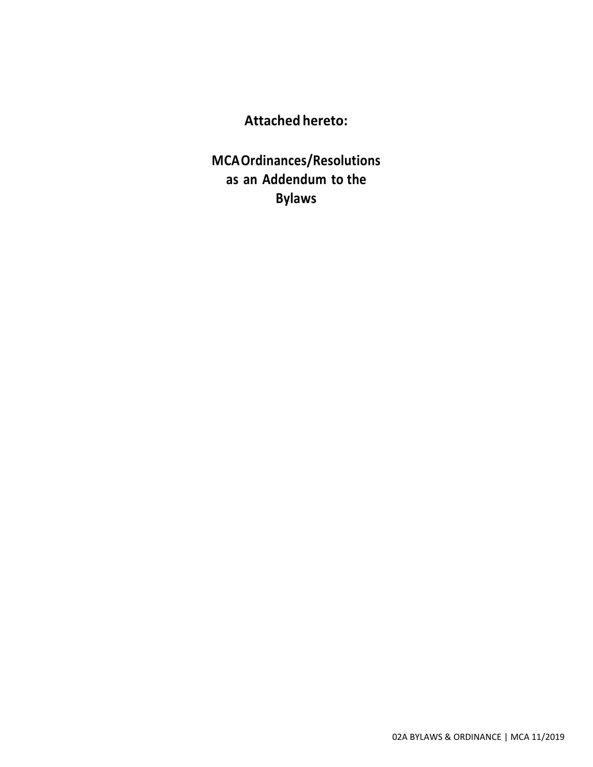**Attached hereto:**

**MCA Ordinances/Resolutions as an Addendum to the Bylaws**